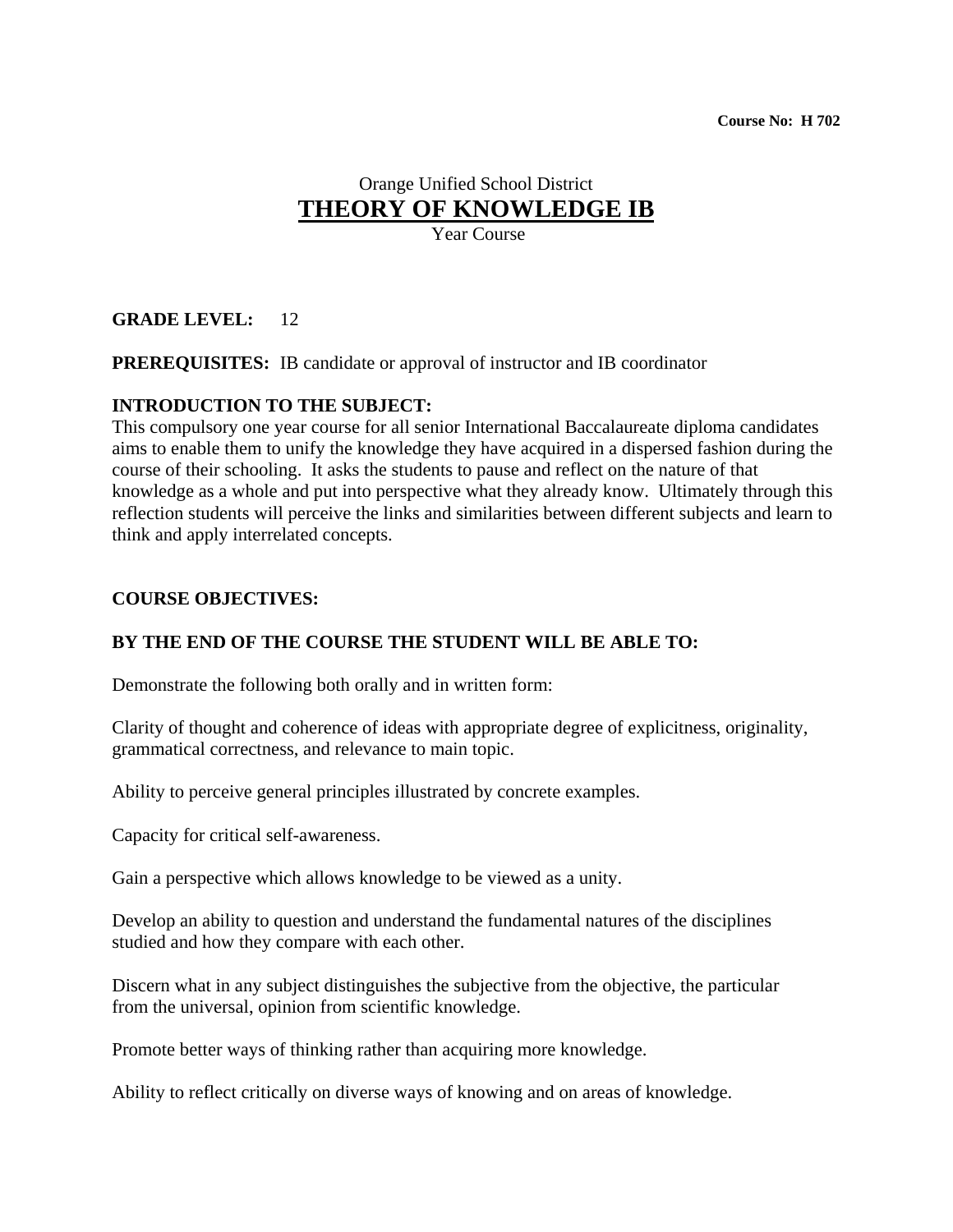**Course No: H 702**

Orange Unified School District

# THEORY OF KNOWLEDGE IB

Year Course

**GRADE LEVEL:** 12

**PREREQUISITES:** IB candidate or approval of instructor and IB coordinator

**INTRODUCTION TO THE SUBJECT:**
This compulsory one year course for all senior International Baccalaureate diploma candidates aims to enable them to unify the knowledge they have acquired in a dispersed fashion during the course of their schooling. It asks the students to pause and reflect on the nature of that knowledge as a whole and put into perspective what they already know. Ultimately through this reflection students will perceive the links and similarities between different subjects and learn to think and apply interrelated concepts.

**COURSE OBJECTIVES:**

**BY THE END OF THE COURSE THE STUDENT WILL BE ABLE TO:**

Demonstrate the following both orally and in written form:

Clarity of thought and coherence of ideas with appropriate degree of explicitness, originality, grammatical correctness, and relevance to main topic.

Ability to perceive general principles illustrated by concrete examples.

Capacity for critical self-awareness.

Gain a perspective which allows knowledge to be viewed as a unity.

Develop an ability to question and understand the fundamental natures of the disciplines studied and how they compare with each other.

Discern what in any subject distinguishes the subjective from the objective, the particular from the universal, opinion from scientific knowledge.

Promote better ways of thinking rather than acquiring more knowledge.

Ability to reflect critically on diverse ways of knowing and on areas of knowledge.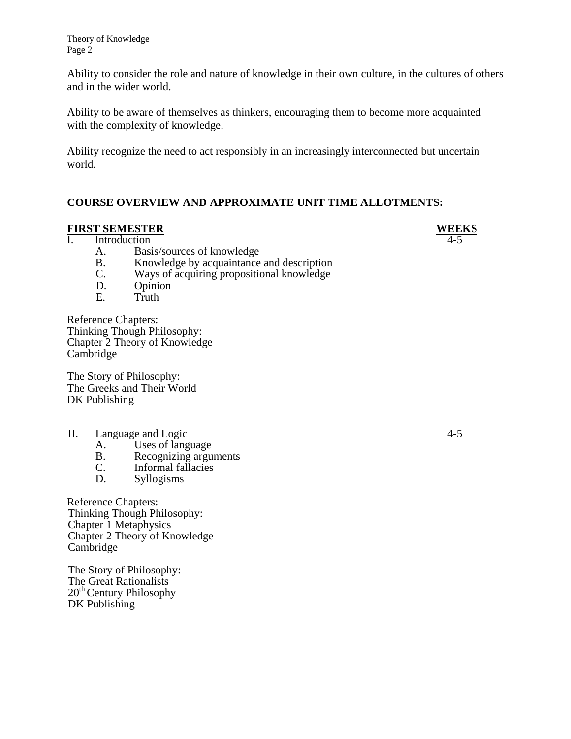Ability to consider the role and nature of knowledge in their own culture, in the cultures of others and in the wider world.

Ability to be aware of themselves as thinkers, encouraging them to become more acquainted with the complexity of knowledge.

Ability recognize the need to act responsibly in an increasingly interconnected but uncertain world.

**COURSE OVERVIEW AND APPROXIMATE UNIT TIME ALLOTMENTS:**

| **FIRST SEMESTER** | **WEEKS** |
|---|---|
| I. Introduction | 4-5 |

- A. Basis/sources of knowledge
- B. Knowledge by acquaintance and description
- C. Ways of acquiring propositional knowledge
- D. Opinion
- E. Truth

Reference Chapters:
Thinking Though Philosophy:
Chapter 2 Theory of Knowledge
Cambridge

The Story of Philosophy:
The Greeks and Their World
DK Publishing

| | |
|---|---|
| II. Language and Logic | 4-5 |

- A. Uses of language
- B. Recognizing arguments
- C. Informal fallacies
- D. Syllogisms

Reference Chapters:
Thinking Though Philosophy:
Chapter 1 Metaphysics
Chapter 2 Theory of Knowledge
Cambridge

The Story of Philosophy:
The Great Rationalists
20th Century Philosophy
DK Publishing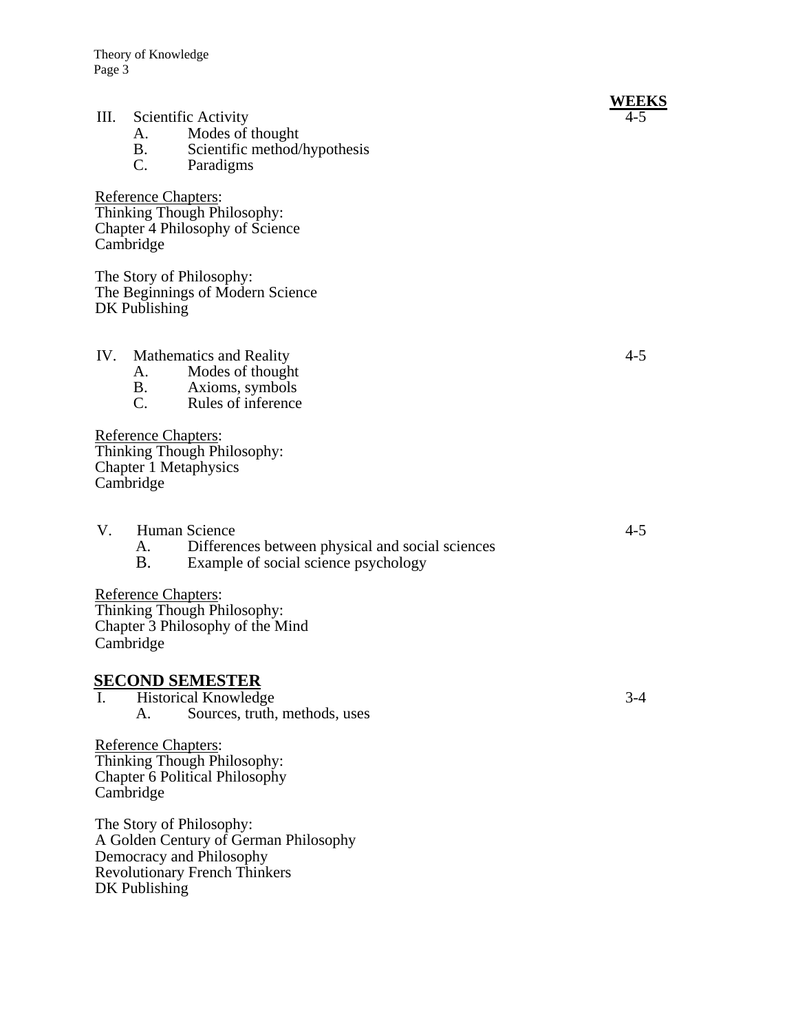**WEEKS**

III. Scientific Activity — 4-5

- A. Modes of thought
- B. Scientific method/hypothesis
- C. Paradigms

Reference Chapters:
Thinking Though Philosophy:
Chapter 4 Philosophy of Science
Cambridge

The Story of Philosophy:
The Beginnings of Modern Science
DK Publishing

IV. Mathematics and Reality — 4-5

- A. Modes of thought
- B. Axioms, symbols
- C. Rules of inference

Reference Chapters:
Thinking Though Philosophy:
Chapter 1 Metaphysics
Cambridge

V. Human Science — 4-5

- A. Differences between physical and social sciences
- B. Example of social science psychology

Reference Chapters:
Thinking Though Philosophy:
Chapter 3 Philosophy of the Mind
Cambridge

## SECOND SEMESTER

I. Historical Knowledge — 3-4

- A. Sources, truth, methods, uses

Reference Chapters:
Thinking Though Philosophy:
Chapter 6 Political Philosophy
Cambridge

The Story of Philosophy:
A Golden Century of German Philosophy
Democracy and Philosophy
Revolutionary French Thinkers
DK Publishing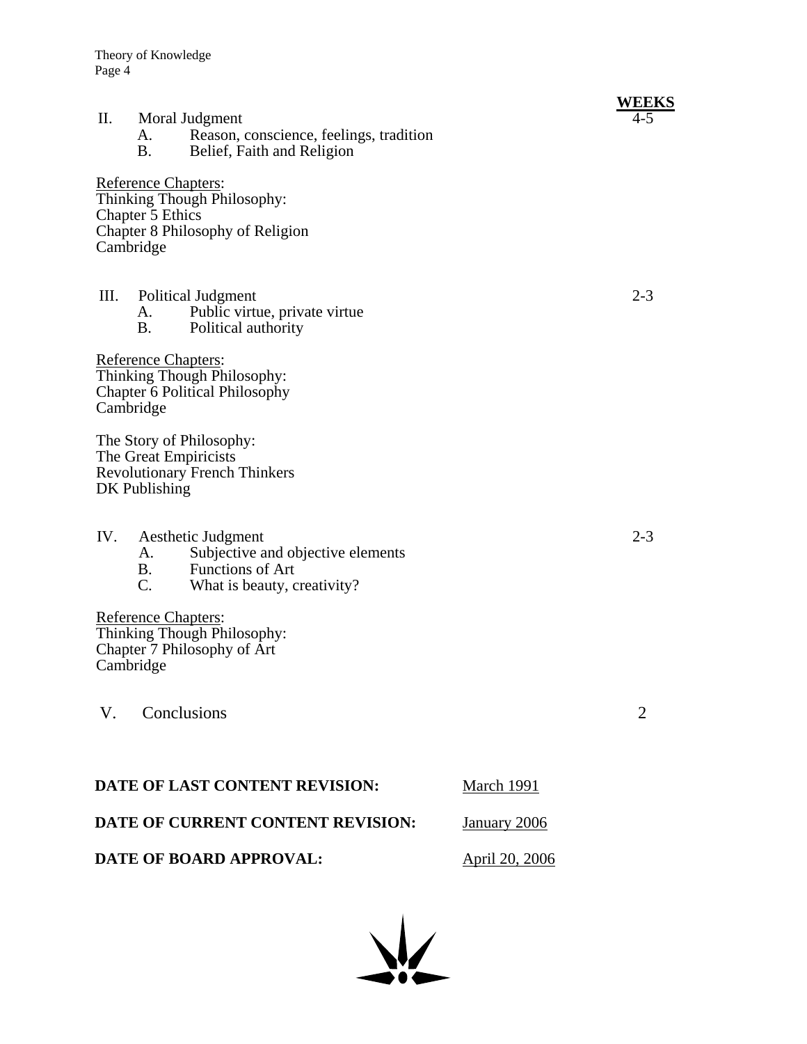**WEEKS**

II. Moral Judgment — 4-5
- A. Reason, conscience, feelings, tradition
- B. Belief, Faith and Religion

Reference Chapters:
Thinking Though Philosophy:
Chapter 5 Ethics
Chapter 8 Philosophy of Religion
Cambridge

III. Political Judgment — 2-3
- A. Public virtue, private virtue
- B. Political authority

Reference Chapters:
Thinking Though Philosophy:
Chapter 6 Political Philosophy
Cambridge

The Story of Philosophy:
The Great Empiricists
Revolutionary French Thinkers
DK Publishing

IV. Aesthetic Judgment — 2-3
- A. Subjective and objective elements
- B. Functions of Art
- C. What is beauty, creativity?

Reference Chapters:
Thinking Though Philosophy:
Chapter 7 Philosophy of Art
Cambridge

V. Conclusions — 2

**DATE OF LAST CONTENT REVISION:** March 1991

**DATE OF CURRENT CONTENT REVISION:** January 2006

**DATE OF BOARD APPROVAL:** April 20, 2006